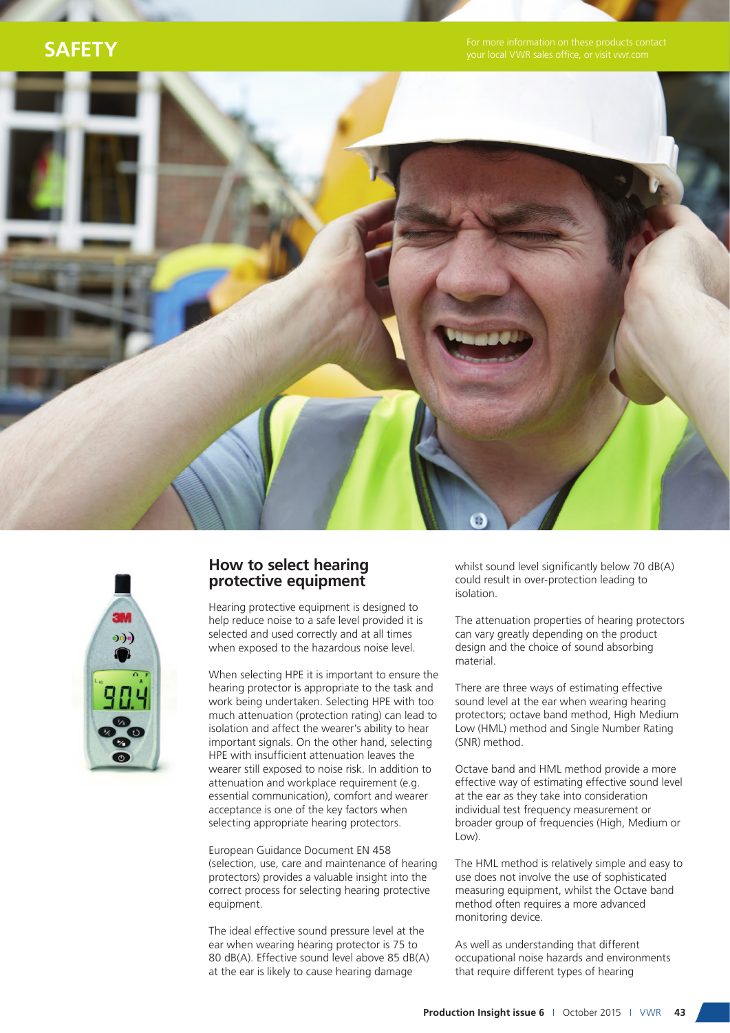# SAFETY

For more information on these products contact your local VWR sales office, or visit vwr.com

## How to select hearing protective equipment

Hearing protective equipment is designed to help reduce noise to a safe level provided it is selected and used correctly and at all times when exposed to the hazardous noise level.

When selecting HPE it is important to ensure the hearing protector is appropriate to the task and work being undertaken. Selecting HPE with too much attenuation (protection rating) can lead to isolation and affect the wearer's ability to hear important signals. On the other hand, selecting HPE with insufficient attenuation leaves the wearer still exposed to noise risk. In addition to attenuation and workplace requirement (e.g. essential communication), comfort and wearer acceptance is one of the key factors when selecting appropriate hearing protectors.

European Guidance Document EN 458 (selection, use, care and maintenance of hearing protectors) provides a valuable insight into the correct process for selecting hearing protective equipment.

The ideal effective sound pressure level at the ear when wearing hearing protector is 75 to 80 dB(A). Effective sound level above 85 dB(A) at the ear is likely to cause hearing damage whilst sound level significantly below 70 dB(A) could result in over-protection leading to isolation.

The attenuation properties of hearing protectors can vary greatly depending on the product design and the choice of sound absorbing material.

There are three ways of estimating effective sound level at the ear when wearing hearing protectors; octave band method, High Medium Low (HML) method and Single Number Rating (SNR) method.

Octave band and HML method provide a more effective way of estimating effective sound level at the ear as they take into consideration individual test frequency measurement or broader group of frequencies (High, Medium or Low).

The HML method is relatively simple and easy to use does not involve the use of sophisticated measuring equipment, whilst the Octave band method often requires a more advanced monitoring device.

As well as understanding that different occupational noise hazards and environments that require different types of hearing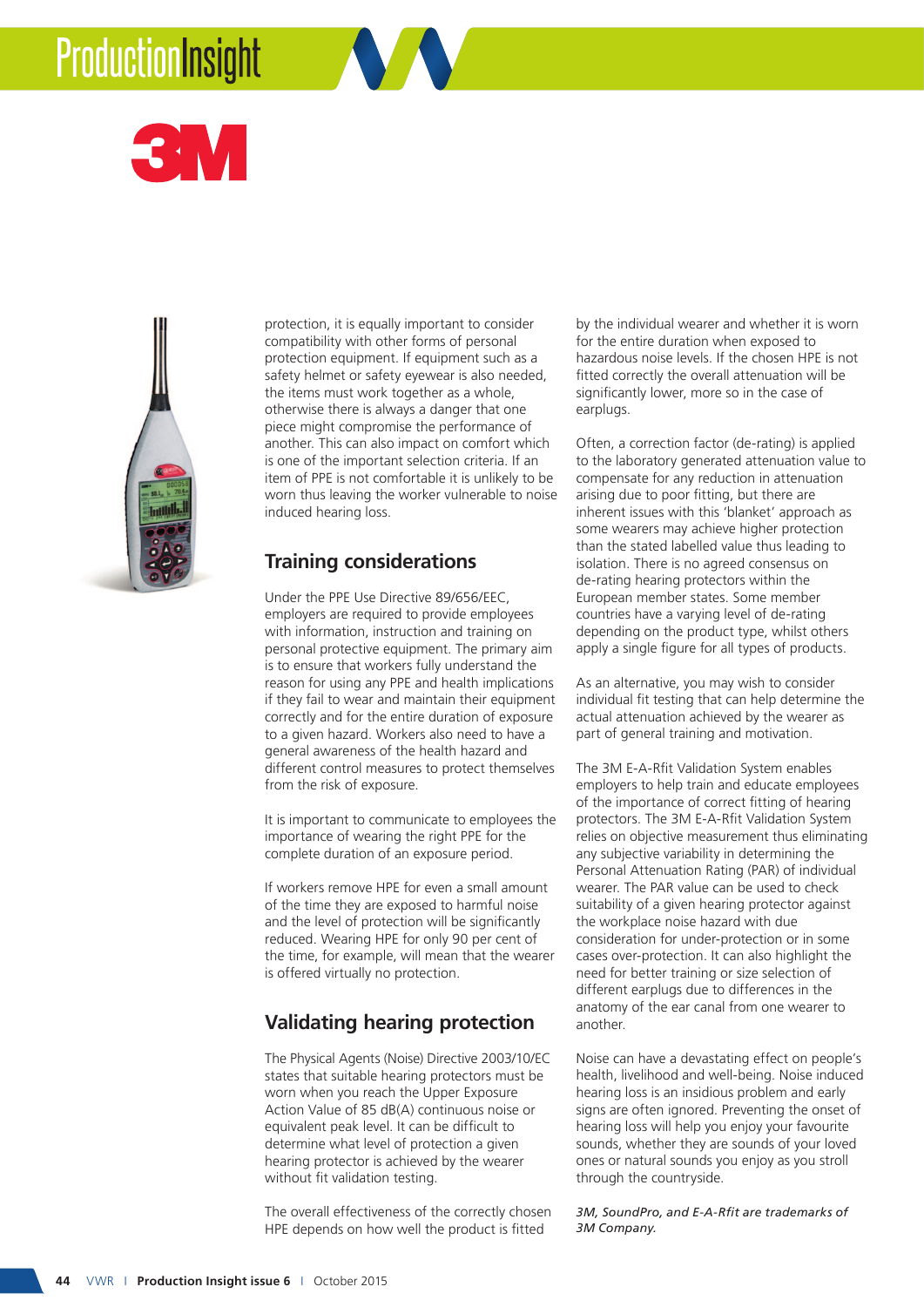protection, it is equally important to consider compatibility with other forms of personal protection equipment. If equipment such as a safety helmet or safety eyewear is also needed, the items must work together as a whole, otherwise there is always a danger that one piece might compromise the performance of another. This can also impact on comfort which is one of the important selection criteria. If an item of PPE is not comfortable it is unlikely to be worn thus leaving the worker vulnerable to noise induced hearing loss.

## Training considerations

Under the PPE Use Directive 89/656/EEC, employers are required to provide employees with information, instruction and training on personal protective equipment. The primary aim is to ensure that workers fully understand the reason for using any PPE and health implications if they fail to wear and maintain their equipment correctly and for the entire duration of exposure to a given hazard. Workers also need to have a general awareness of the health hazard and different control measures to protect themselves from the risk of exposure.

It is important to communicate to employees the importance of wearing the right PPE for the complete duration of an exposure period.

If workers remove HPE for even a small amount of the time they are exposed to harmful noise and the level of protection will be significantly reduced. Wearing HPE for only 90 per cent of the time, for example, will mean that the wearer is offered virtually no protection.

## Validating hearing protection

The Physical Agents (Noise) Directive 2003/10/EC states that suitable hearing protectors must be worn when you reach the Upper Exposure Action Value of 85 dB(A) continuous noise or equivalent peak level. It can be difficult to determine what level of protection a given hearing protector is achieved by the wearer without fit validation testing.

The overall effectiveness of the correctly chosen HPE depends on how well the product is fitted by the individual wearer and whether it is worn for the entire duration when exposed to hazardous noise levels. If the chosen HPE is not fitted correctly the overall attenuation will be significantly lower, more so in the case of earplugs.

Often, a correction factor (de-rating) is applied to the laboratory generated attenuation value to compensate for any reduction in attenuation arising due to poor fitting, but there are inherent issues with this 'blanket' approach as some wearers may achieve higher protection than the stated labelled value thus leading to isolation. There is no agreed consensus on de-rating hearing protectors within the European member states. Some member countries have a varying level of de-rating depending on the product type, whilst others apply a single figure for all types of products.

As an alternative, you may wish to consider individual fit testing that can help determine the actual attenuation achieved by the wearer as part of general training and motivation.

The 3M E-A-Rfit Validation System enables employers to help train and educate employees of the importance of correct fitting of hearing protectors. The 3M E-A-Rfit Validation System relies on objective measurement thus eliminating any subjective variability in determining the Personal Attenuation Rating (PAR) of individual wearer. The PAR value can be used to check suitability of a given hearing protector against the workplace noise hazard with due consideration for under-protection or in some cases over-protection. It can also highlight the need for better training or size selection of different earplugs due to differences in the anatomy of the ear canal from one wearer to another.

Noise can have a devastating effect on people's health, livelihood and well-being. Noise induced hearing loss is an insidious problem and early signs are often ignored. Preventing the onset of hearing loss will help you enjoy your favourite sounds, whether they are sounds of your loved ones or natural sounds you enjoy as you stroll through the countryside.

*3M, SoundPro, and E-A-Rfit are trademarks of 3M Company.*